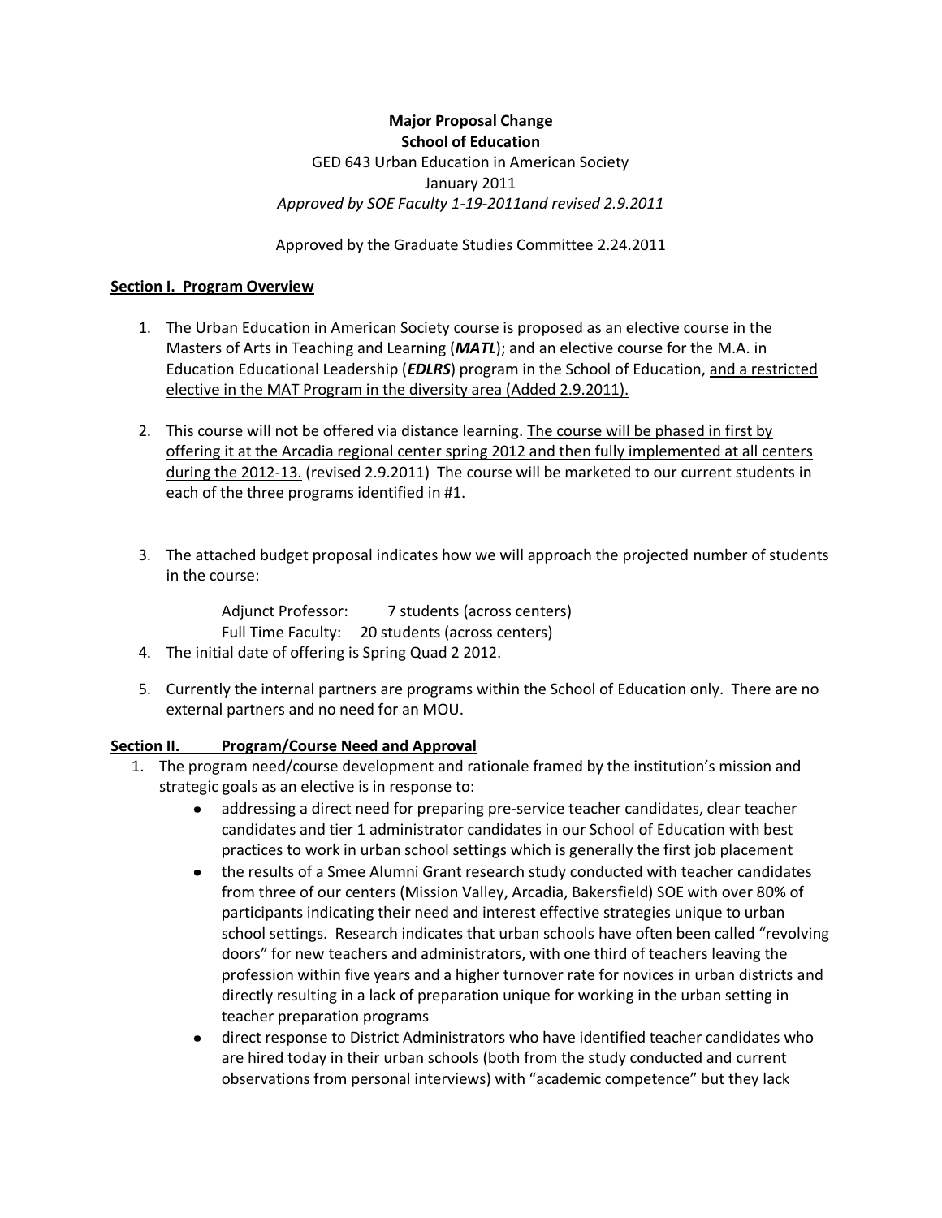**Major Proposal Change**
**School of Education**

GED 643 Urban Education in American Society
January 2011
*Approved by SOE Faculty 1-19-2011and revised 2.9.2011*

Approved by the Graduate Studies Committee 2.24.2011

**Section I. Program Overview**

1. The Urban Education in American Society course is proposed as an elective course in the Masters of Arts in Teaching and Learning (***MATL***); and an elective course for the M.A. in Education Educational Leadership (***EDLRS***) program in the School of Education, <u>and a restricted elective in the MAT Program in the diversity area (Added 2.9.2011).</u>

2. This course will not be offered via distance learning. <u>The course will be phased in first by offering it at the Arcadia regional center spring 2012 and then fully implemented at all centers during the 2012-13.</u> (revised 2.9.2011) The course will be marketed to our current students in each of the three programs identified in #1.

3. The attached budget proposal indicates how we will approach the projected number of students in the course:

   Adjunct Professor: 7 students (across centers)
   Full Time Faculty: 20 students (across centers)

4. The initial date of offering is Spring Quad 2 2012.

5. Currently the internal partners are programs within the School of Education only. There are no external partners and no need for an MOU.

**Section II. Program/Course Need and Approval**

1. The program need/course development and rationale framed by the institution's mission and strategic goals as an elective is in response to:
   - addressing a direct need for preparing pre-service teacher candidates, clear teacher candidates and tier 1 administrator candidates in our School of Education with best practices to work in urban school settings which is generally the first job placement
   - the results of a Smee Alumni Grant research study conducted with teacher candidates from three of our centers (Mission Valley, Arcadia, Bakersfield) SOE with over 80% of participants indicating their need and interest effective strategies unique to urban school settings. Research indicates that urban schools have often been called "revolving doors" for new teachers and administrators, with one third of teachers leaving the profession within five years and a higher turnover rate for novices in urban districts and directly resulting in a lack of preparation unique for working in the urban setting in teacher preparation programs
   - direct response to District Administrators who have identified teacher candidates who are hired today in their urban schools (both from the study conducted and current observations from personal interviews) with "academic competence" but they lack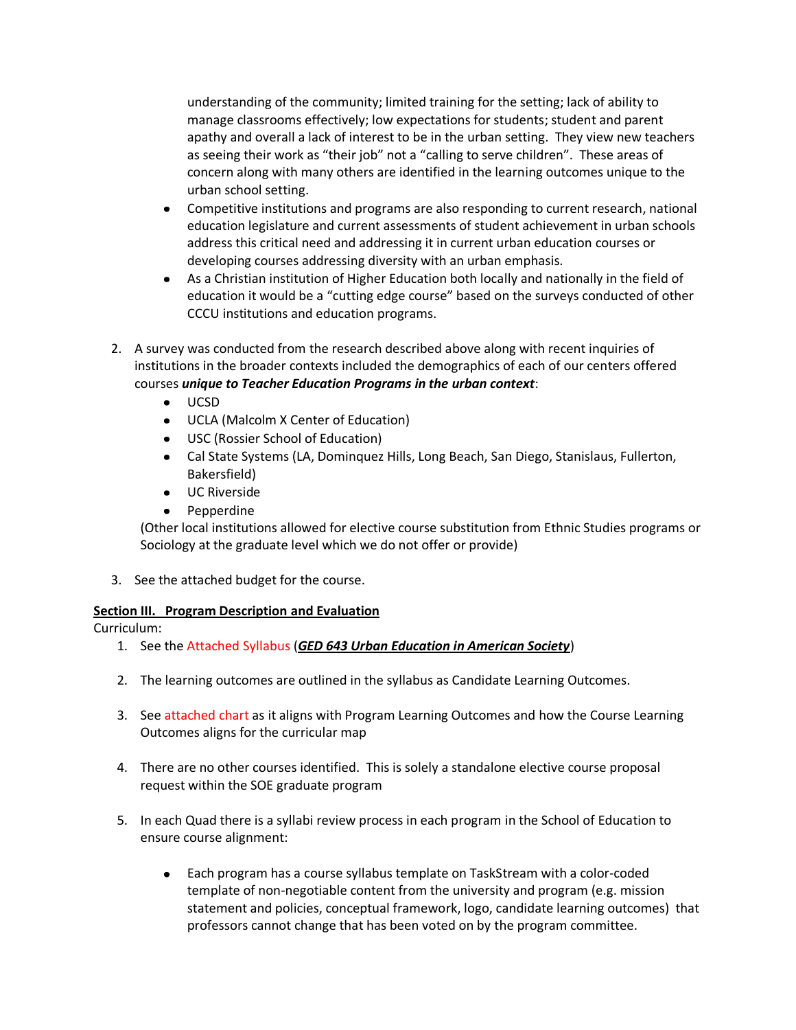understanding of the community; limited training for the setting; lack of ability to manage classrooms effectively; low expectations for students; student and parent apathy and overall a lack of interest to be in the urban setting. They view new teachers as seeing their work as "their job" not a "calling to serve children". These areas of concern along with many others are identified in the learning outcomes unique to the urban school setting.

- Competitive institutions and programs are also responding to current research, national education legislature and current assessments of student achievement in urban schools address this critical need and addressing it in current urban education courses or developing courses addressing diversity with an urban emphasis.
- As a Christian institution of Higher Education both locally and nationally in the field of education it would be a "cutting edge course" based on the surveys conducted of other CCCU institutions and education programs.

2. A survey was conducted from the research described above along with recent inquiries of institutions in the broader contexts included the demographics of each of our centers offered courses ***unique to Teacher Education Programs in the urban context***:
   - UCSD
   - UCLA (Malcolm X Center of Education)
   - USC (Rossier School of Education)
   - Cal State Systems (LA, Dominquez Hills, Long Beach, San Diego, Stanislaus, Fullerton, Bakersfield)
   - UC Riverside
   - Pepperdine

   (Other local institutions allowed for elective course substitution from Ethnic Studies programs or Sociology at the graduate level which we do not offer or provide)

3. See the attached budget for the course.

**Section III. Program Description and Evaluation**

Curriculum:

1. See the Attached Syllabus (***GED 643 Urban Education in American Society***)

2. The learning outcomes are outlined in the syllabus as Candidate Learning Outcomes.

3. See attached chart as it aligns with Program Learning Outcomes and how the Course Learning Outcomes aligns for the curricular map

4. There are no other courses identified. This is solely a standalone elective course proposal request within the SOE graduate program

5. In each Quad there is a syllabi review process in each program in the School of Education to ensure course alignment:

   - Each program has a course syllabus template on TaskStream with a color-coded template of non-negotiable content from the university and program (e.g. mission statement and policies, conceptual framework, logo, candidate learning outcomes) that professors cannot change that has been voted on by the program committee.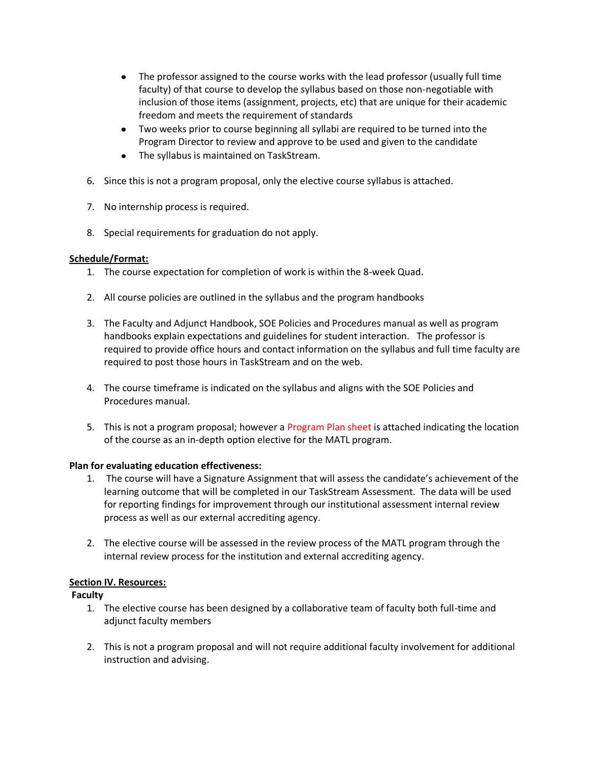- The professor assigned to the course works with the lead professor (usually full time faculty) of that course to develop the syllabus based on those non-negotiable with inclusion of those items (assignment, projects, etc) that are unique for their academic freedom and meets the requirement of standards
- Two weeks prior to course beginning all syllabi are required to be turned into the Program Director to review and approve to be used and given to the candidate
- The syllabus is maintained on TaskStream.

6. Since this is not a program proposal, only the elective course syllabus is attached.

7. No internship process is required.

8. Special requirements for graduation do not apply.

**Schedule/Format:**

1. The course expectation for completion of work is within the 8-week Quad.

2. All course policies are outlined in the syllabus and the program handbooks

3. The Faculty and Adjunct Handbook, SOE Policies and Procedures manual as well as program handbooks explain expectations and guidelines for student interaction. The professor is required to provide office hours and contact information on the syllabus and full time faculty are required to post those hours in TaskStream and on the web.

4. The course timeframe is indicated on the syllabus and aligns with the SOE Policies and Procedures manual.

5. This is not a program proposal; however a Program Plan sheet is attached indicating the location of the course as an in-depth option elective for the MATL program.

**Plan for evaluating education effectiveness:**

1. The course will have a Signature Assignment that will assess the candidate's achievement of the learning outcome that will be completed in our TaskStream Assessment. The data will be used for reporting findings for improvement through our institutional assessment internal review process as well as our external accrediting agency.

2. The elective course will be assessed in the review process of the MATL program through the internal review process for the institution and external accrediting agency.

**Section IV. Resources:**

**Faculty**

1. The elective course has been designed by a collaborative team of faculty both full-time and adjunct faculty members

2. This is not a program proposal and will not require additional faculty involvement for additional instruction and advising.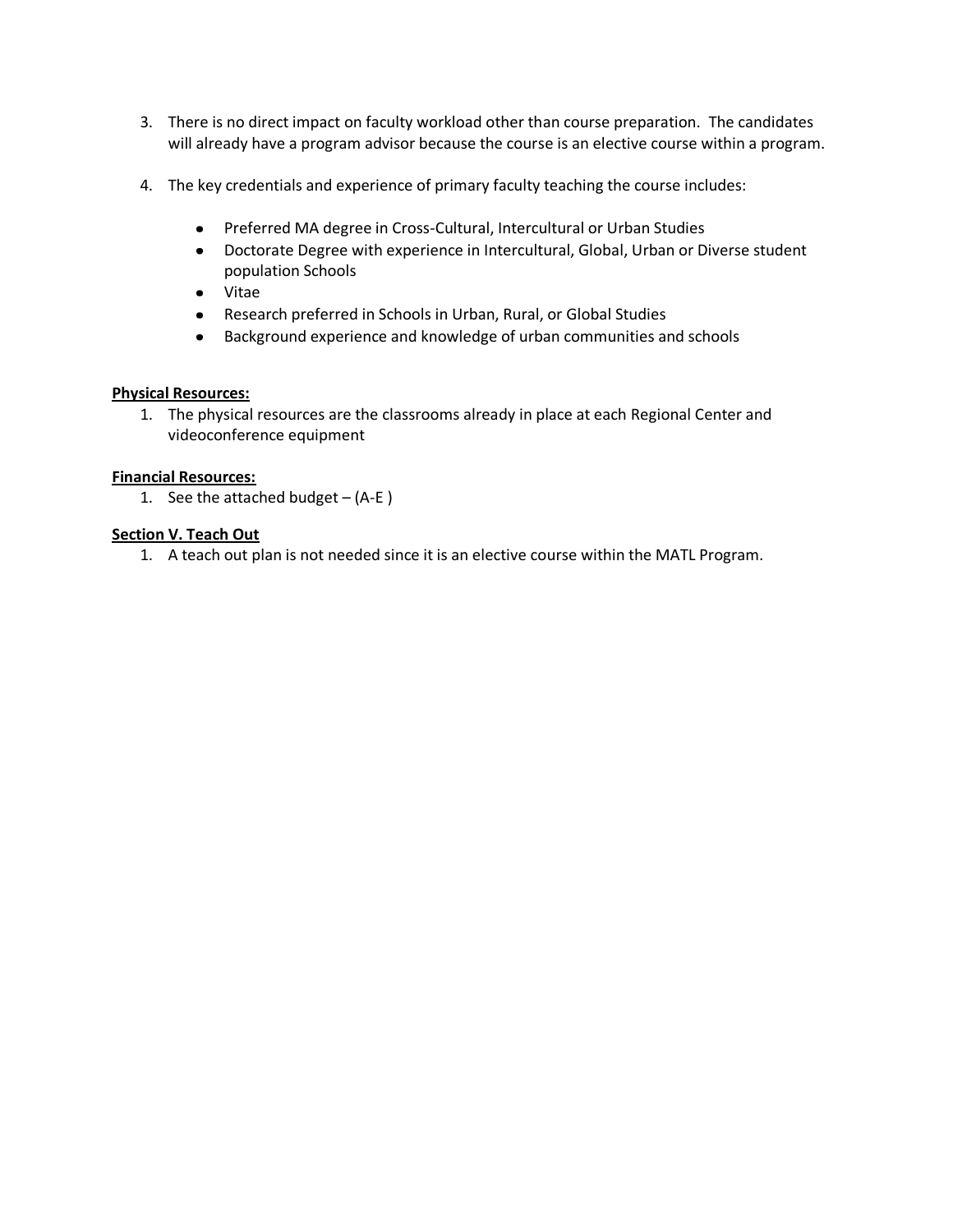3. There is no direct impact on faculty workload other than course preparation. The candidates will already have a program advisor because the course is an elective course within a program.

4. The key credentials and experience of primary faculty teaching the course includes:

    - Preferred MA degree in Cross-Cultural, Intercultural or Urban Studies
    - Doctorate Degree with experience in Intercultural, Global, Urban or Diverse student population Schools
    - Vitae
    - Research preferred in Schools in Urban, Rural, or Global Studies
    - Background experience and knowledge of urban communities and schools

**Physical Resources:**

1. The physical resources are the classrooms already in place at each Regional Center and videoconference equipment

**Financial Resources:**

1. See the attached budget – (A-E )

**Section V. Teach Out**

1. A teach out plan is not needed since it is an elective course within the MATL Program.